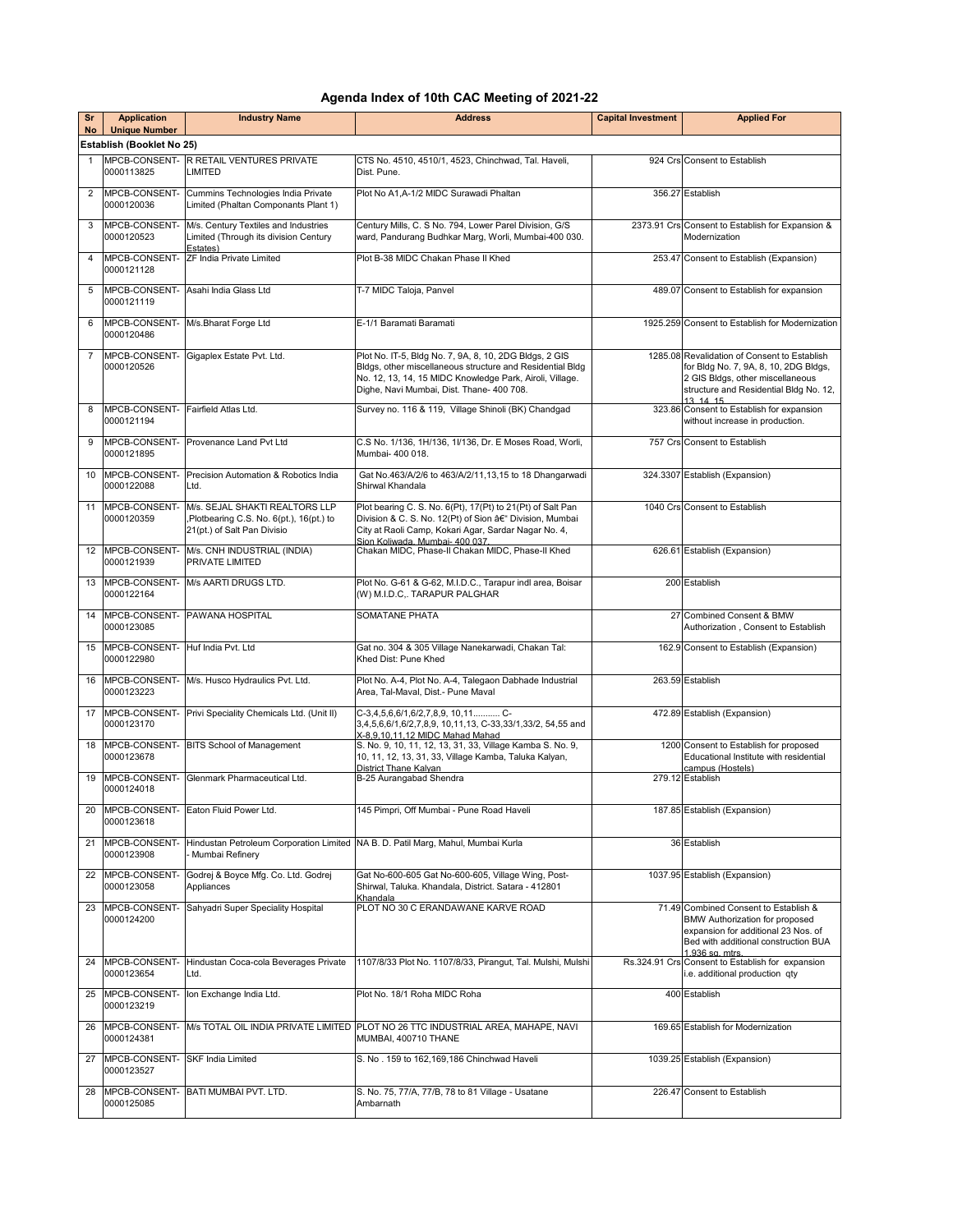# Agenda Index of 10th CAC Meeting of 2021-22

| Sr No | Application Unique Number | Industry Name | Address | Capital Investment | Applied For |
|---|---|---|---|---|---|
| **Establish (Booklet No 25)** | | | | | |
| 1 | MPCB-CONSENT-0000113825 | R RETAIL VENTURES PRIVATE LIMITED | CTS No. 4510, 4510/1, 4523, Chinchwad, Tal. Haveli, Dist. Pune. | 924 Crs | Consent to Establish |
| 2 | MPCB-CONSENT-0000120036 | Cummins Technologies India Private Limited (Phaltan Componants Plant 1) | Plot No A1,A-1/2 MIDC Surawadi Phaltan | 356.27 | Establish |
| 3 | MPCB-CONSENT-0000120523 | M/s. Century Textiles and Industries Limited (Through its division Century Estates) | Century Mills, C. S No. 794, Lower Parel Division, G/S ward, Pandurang Budhkar Marg, Worli, Mumbai-400 030. | 2373.91 Crs | Consent to Establish for Expansion & Modernization |
| 4 | MPCB-CONSENT-0000121128 | ZF India Private Limited | Plot B-38 MIDC Chakan Phase II Khed | 253.47 | Consent to Establish (Expansion) |
| 5 | MPCB-CONSENT-0000121119 | Asahi India Glass Ltd | T-7 MIDC Taloja, Panvel | 489.07 | Consent to Establish for expansion |
| 6 | MPCB-CONSENT-0000120486 | M/s.Bharat Forge Ltd | E-1/1 Baramati Baramati | 1925.259 | Consent to Establish for Modernization |
| 7 | MPCB-CONSENT-0000120526 | Gigaplex Estate Pvt. Ltd. | Plot No. IT-5, Bldg No. 7, 9A, 8, 10, 2DG Bldgs, 2 GIS Bldgs, other miscellaneous structure and Residential Bldg No. 12, 13, 14, 15 MIDC Knowledge Park, Airoli, Village. Dighe, Navi Mumbai, Dist. Thane- 400 708. | 1285.08 | Revalidation of Consent to Establish for Bldg No. 7, 9A, 8, 10, 2DG Bldgs, 2 GIS Bldgs, other miscellaneous structure and Residential Bldg No. 12, 13, 14, 15 |
| 8 | MPCB-CONSENT-0000121194 | Fairfield Atlas Ltd. | Survey no. 116 & 119, Village Shinoli (BK) Chandgad | 323.86 | Consent to Establish for expansion without increase in production. |
| 9 | MPCB-CONSENT-0000121895 | Provenance Land Pvt Ltd | C.S No. 1/136, 1H/136, 1I/136, Dr. E Moses Road, Worli, Mumbai- 400 018. | 757 Crs | Consent to Establish |
| 10 | MPCB-CONSENT-0000122088 | Precision Automation & Robotics India Ltd. | Gat No.463/A/2/6 to 463/A/2/11,13,15 to 18 Dhangarwadi Shirwal Khandala | 324.3307 | Establish (Expansion) |
| 11 | MPCB-CONSENT-0000120359 | M/s. SEJAL SHAKTI REALTORS LLP ,Plotbearing C.S. No. 6(pt.), 16(pt.) to 21(pt.) of Salt Pan Divisio | Plot bearing C. S. No. 6(Pt), 17(Pt) to 21(Pt) of Salt Pan Division & C. S. No. 12(Pt) of Sion â€" Division, Mumbai City at Raoli Camp, Kokari Agar, Sardar Nagar No. 4, Sion Koliwada, Mumbai- 400 037. | 1040 Crs | Consent to Establish |
| 12 | MPCB-CONSENT-0000121939 | M/s. CNH INDUSTRIAL (INDIA) PRIVATE LIMITED | Chakan MIDC, Phase-II Chakan MIDC, Phase-II Khed | 626.61 | Establish (Expansion) |
| 13 | MPCB-CONSENT-0000122164 | M/s AARTI DRUGS LTD. | Plot No. G-61 & G-62, M.I.D.C., Tarapur indl area, Boisar (W) M.I.D.C,. TARAPUR PALGHAR | 200 | Establish |
| 14 | MPCB-CONSENT-0000123085 | PAWANA HOSPITAL | SOMATANE PHATA | 27 | Combined Consent & BMW Authorization , Consent to Establish |
| 15 | MPCB-CONSENT-0000122980 | Huf India Pvt. Ltd | Gat no. 304 & 305 Village Nanekarwadi, Chakan Tal: Khed Dist: Pune Khed | 162.9 | Consent to Establish (Expansion) |
| 16 | MPCB-CONSENT-0000123223 | M/s. Husco Hydraulics Pvt. Ltd. | Plot No. A-4, Plot No. A-4, Talegaon Dabhade Industrial Area, Tal-Maval, Dist.- Pune Maval | 263.59 | Establish |
| 17 | MPCB-CONSENT-0000123170 | Privi Speciality Chemicals Ltd. (Unit II) | C-3,4,5,6,6/1,6/2,7,8,9, 10,11........... C-3,4,5,6,6/1,6/2,7,8,9, 10,11,13, C-33,33/1,33/2, 54,55 and X-8,9,10,11,12 MIDC Mahad Mahad | 472.89 | Establish (Expansion) |
| 18 | MPCB-CONSENT-0000123678 | BITS School of Management | S. No. 9, 10, 11, 12, 13, 31, 33, Village Kamba S. No. 9, 10, 11, 12, 13, 31, 33, Village Kamba, Taluka Kalyan, District Thane Kalyan | 1200 | Consent to Establish for proposed Educational Institute with residential campus (Hostels) |
| 19 | MPCB-CONSENT-0000124018 | Glenmark Pharmaceutical Ltd. | B-25 Aurangabad Shendra | 279.12 | Establish |
| 20 | MPCB-CONSENT-0000123618 | Eaton Fluid Power Ltd. | 145 Pimpri, Off Mumbai - Pune Road Haveli | 187.85 | Establish (Expansion) |
| 21 | MPCB-CONSENT-0000123908 | Hindustan Petroleum Corporation Limited - Mumbai Refinery | NA B. D. Patil Marg, Mahul, Mumbai Kurla | 36 | Establish |
| 22 | MPCB-CONSENT-0000123058 | Godrej & Boyce Mfg. Co. Ltd. Godrej Appliances | Gat No-600-605 Gat No-600-605, Village Wing, Post-Shirwal, Taluka. Khandala, District. Satara - 412801 Khandala | 1037.95 | Establish (Expansion) |
| 23 | MPCB-CONSENT-0000124200 | Sahyadri Super Speciality Hospital | PLOT NO 30 C ERANDAWANE KARVE ROAD | 71.49 | Combined Consent to Establish & BMW Authorization for proposed expansion for additional 23 Nos. of Bed with additional construction BUA 1,936 sq. mtrs. |
| 24 | MPCB-CONSENT-0000123654 | Hindustan Coca-cola Beverages Private Ltd. | 1107/8/33 Plot No. 1107/8/33, Pirangut, Tal. Mulshi, Mulshi | Rs.324.91 Crs | Consent to Establish for expansion i.e. additional production qty |
| 25 | MPCB-CONSENT-0000123219 | Ion Exchange India Ltd. | Plot No. 18/1 Roha MIDC Roha | 400 | Establish |
| 26 | MPCB-CONSENT-0000124381 | M/s TOTAL OIL INDIA PRIVATE LIMITED | PLOT NO 26 TTC INDUSTRIAL AREA, MAHAPE, NAVI MUMBAI, 400710 THANE | 169.65 | Establish for Modernization |
| 27 | MPCB-CONSENT-0000123527 | SKF India Limited | S. No . 159 to 162,169,186 Chinchwad Haveli | 1039.25 | Establish (Expansion) |
| 28 | MPCB-CONSENT-0000125085 | BATI MUMBAI PVT. LTD. | S. No. 75, 77/A, 77/B, 78 to 81 Village - Usatane Ambarnath | 226.47 | Consent to Establish |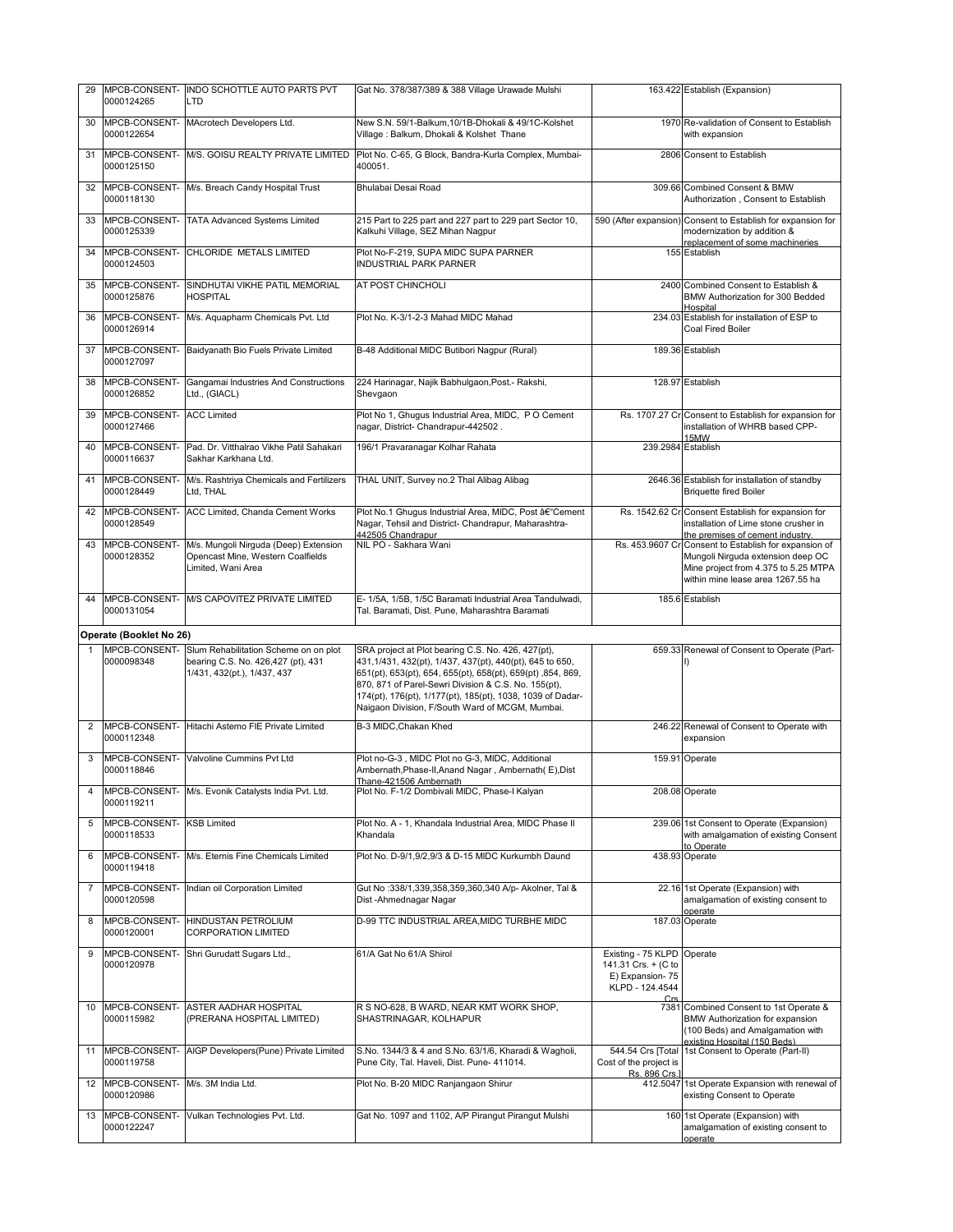| 29 | MPCB-CONSENT-0000124265 | INDO SCHOTTLE AUTO PARTS PVT LTD | Gat No. 378/387/389 & 388 Village Urawade Mulshi | 163.422 | Establish (Expansion) |
|---|---|---|---|---|---|
| 30 | MPCB-CONSENT-0000122654 | MAcrotech Developers Ltd. | New S.N. 59/1-Balkum,10/1B-Dhokali & 49/1C-Kolshet Village : Balkum, Dhokali & Kolshet Thane | 1970 | Re-validation of Consent to Establish with expansion |
| 31 | MPCB-CONSENT-0000125150 | M/S. GOISU REALTY PRIVATE LIMITED | Plot No. C-65, G Block, Bandra-Kurla Complex, Mumbai-400051. | 2806 | Consent to Establish |
| 32 | MPCB-CONSENT-0000118130 | M/s. Breach Candy Hospital Trust | Bhulabai Desai Road | 309.66 | Combined Consent & BMW Authorization , Consent to Establish |
| 33 | MPCB-CONSENT-0000125339 | TATA Advanced Systems Limited | 215 Part to 225 part and 227 part to 229 part Sector 10, Kalkuhi Village, SEZ Mihan Nagpur | 590 (After expansion) | Consent to Establish for expansion for modernization by addition & replacement of some machineries |
| 34 | MPCB-CONSENT-0000124503 | CHLORIDE METALS LIMITED | Plot No-F-219, SUPA MIDC SUPA PARNER INDUSTRIAL PARK PARNER | 155 | Establish |
| 35 | MPCB-CONSENT-0000125876 | SINDHUTAI VIKHE PATIL MEMORIAL HOSPITAL | AT POST CHINCHOLI | 2400 | Combined Consent to Establish & BMW Authorization for 300 Bedded Hospital |
| 36 | MPCB-CONSENT-0000126914 | M/s. Aquapharm Chemicals Pvt. Ltd | Plot No. K-3/1-2-3 Mahad MIDC Mahad | 234.03 | Establish for installation of ESP to Coal Fired Boiler |
| 37 | MPCB-CONSENT-0000127097 | Baidyanath Bio Fuels Private Limited | B-48 Additional MIDC Butibori Nagpur (Rural) | 189.36 | Establish |
| 38 | MPCB-CONSENT-0000126852 | Gangamai Industries And Constructions Ltd., (GIACL) | 224 Harinagar, Najik Babhulgaon,Post.- Rakshi, Shevgaon | 128.97 | Establish |
| 39 | MPCB-CONSENT-0000127466 | ACC Limited | Plot No 1, Ghugus Industrial Area, MIDC, P O Cement nagar, District- Chandrapur-442502 . | Rs. 1707.27 Cr | Consent to Establish for expansion for installation of WHRB based CPP-15MW |
| 40 | MPCB-CONSENT-0000116637 | Pad. Dr. Vitthalrao Vikhe Patil Sahakari Sakhar Karkhana Ltd. | 196/1 Pravaranagar Kolhar Rahata | 239.2984 | Establish |
| 41 | MPCB-CONSENT-0000128449 | M/s. Rashtriya Chemicals and Fertilizers Ltd, THAL | THAL UNIT, Survey no.2 Thal Alibag Alibag | 2646.36 | Establish for installation of standby Briquette fired Boiler |
| 42 | MPCB-CONSENT-0000128549 | ACC Limited, Chanda Cement Works | Plot No.1 Ghugus Industrial Area, MIDC, Post â€"Cement Nagar, Tehsil and District- Chandrapur, Maharashtra-442505 Chandrapur | Rs. 1542.62 Cr | Consent Establish for expansion for installation of Lime stone crusher in the premises of cement industry. |
| 43 | MPCB-CONSENT-0000128352 | M/s. Mungoli Nirguda (Deep) Extension Opencast Mine, Western Coalfields Limited, Wani Area | NIL PO - Sakhara Wani | Rs. 453.9607 Cr | Consent to Establish for expansion of Mungoli Nirguda extension deep OC Mine project from 4.375 to 5.25 MTPA within mine lease area 1267.55 ha |
| 44 | MPCB-CONSENT-0000131054 | M/S CAPOVITEZ PRIVATE LIMITED | E- 1/5A, 1/5B, 1/5C Baramati Industrial Area Tandulwadi, Tal. Baramati, Dist. Pune, Maharashtra Baramati | 185.6 | Establish |
| **Operate (Booklet No 26)** | | | | | |
| 1 | MPCB-CONSENT-0000098348 | Slum Rehabilitation Scheme on on plot bearing C.S. No. 426,427 (pt), 431 1/431, 432(pt.), 1/437, 437 | SRA project at Plot bearing C.S. No. 426, 427(pt), 431,1/431, 432(pt), 1/437, 437(pt), 440(pt), 645 to 650, 651(pt), 653(pt), 654, 655(pt), 658(pt), 659(pt) ,854, 869, 870, 871 of Parel-Sewri Division & C.S. No. 155(pt), 174(pt), 176(pt), 1/177(pt), 185(pt), 1038, 1039 of Dadar-Naigaon Division, F/South Ward of MCGM, Mumbai. | 659.33 | Renewal of Consent to Operate (Part-I) |
| 2 | MPCB-CONSENT-0000112348 | Hitachi Astemo FIE Private Limited | B-3 MIDC,Chakan Khed | 246.22 | Renewal of Consent to Operate with expansion |
| 3 | MPCB-CONSENT-0000118846 | Valvoline Cummins Pvt Ltd | Plot no-G-3 , MIDC Plot no G-3, MIDC, Additional Ambernath,Phase-II,Anand Nagar , Ambernath( E),Dist Thane-421506 Ambernath | 159.91 | Operate |
| 4 | MPCB-CONSENT-0000119211 | M/s. Evonik Catalysts India Pvt. Ltd. | Plot No. F-1/2 Dombivali MIDC, Phase-I Kalyan | 208.08 | Operate |
| 5 | MPCB-CONSENT-0000118533 | KSB Limited | Plot No. A - 1, Khandala Industrial Area, MIDC Phase II Khandala | 239.06 | 1st Consent to Operate (Expansion) with amalgamation of existing Consent to Operate |
| 6 | MPCB-CONSENT-0000119418 | M/s. Eternis Fine Chemicals Limited | Plot No. D-9/1,9/2,9/3 & D-15 MIDC Kurkumbh Daund | 438.93 | Operate |
| 7 | MPCB-CONSENT-0000120598 | Indian oil Corporation Limited | Gut No :338/1,339,358,359,360,340 A/p- Akolner, Tal & Dist -Ahmednagar Nagar | 22.16 | 1st Operate (Expansion) with amalgamation of existing consent to operate |
| 8 | MPCB-CONSENT-0000120001 | HINDUSTAN PETROLIUM CORPORATION LIMITED | D-99 TTC INDUSTRIAL AREA,MIDC TURBHE MIDC | 187.03 | Operate |
| 9 | MPCB-CONSENT-0000120978 | Shri Gurudatt Sugars Ltd., | 61/A Gat No 61/A Shirol | Existing - 75 KLPD 141.31 Crs. + (C to E) Expansion- 75 KLPD - 124.4544 Crs | Operate |
| 10 | MPCB-CONSENT-0000115982 | ASTER AADHAR HOSPITAL (PRERANA HOSPITAL LIMITED) | R S NO-628, B WARD, NEAR KMT WORK SHOP, SHASTRINAGAR, KOLHAPUR | 7381 | Combined Consent to 1st Operate & BMW Authorization for expansion (100 Beds) and Amalgamation with existing Hospital (150 Beds) |
| 11 | MPCB-CONSENT-0000119758 | AIGP Developers(Pune) Private Limited | S.No. 1344/3 & 4 and S.No. 63/1/6, Kharadi & Wagholi, Pune City, Tal. Haveli, Dist. Pune- 411014. | 544.54 Crs [Total Cost of the project is Rs. 896 Crs.] | 1st Consent to Operate (Part-II) |
| 12 | MPCB-CONSENT-0000120986 | M/s. 3M India Ltd. | Plot No. B-20 MIDC Ranjangaon Shirur | 412.5047 | 1st Operate Expansion with renewal of existing Consent to Operate |
| 13 | MPCB-CONSENT-0000122247 | Vulkan Technologies Pvt. Ltd. | Gat No. 1097 and 1102, A/P Pirangut Pirangut Mulshi | 160 | 1st Operate (Expansion) with amalgamation of existing consent to operate |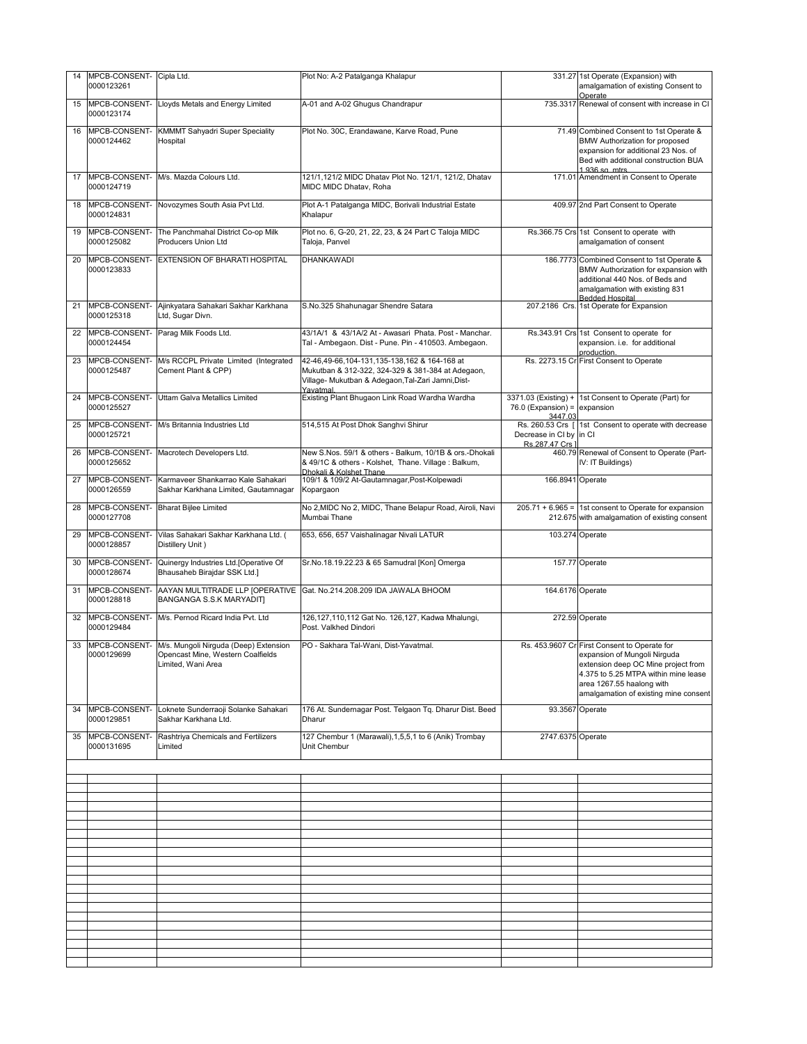| | | | | | |
|---|---|---|---|---|---|
| 14 | MPCB-CONSENT-0000123261 | Cipla Ltd. | Plot No: A-2 Patalganga Khalapur | 331.27 | 1st Operate (Expansion) with amalgamation of existing Consent to Operate |
| 15 | MPCB-CONSENT-0000123174 | Lloyds Metals and Energy Limited | A-01 and A-02 Ghugus Chandrapur | 735.3317 | Renewal of consent with increase in CI |
| 16 | MPCB-CONSENT-0000124462 | KMMMT Sahyadri Super Speciality Hospital | Plot No. 30C, Erandawane, Karve Road, Pune | 71.49 | Combined Consent to 1st Operate & BMW Authorization for proposed expansion for additional 23 Nos. of Bed with additional construction BUA 1,936 sq. mtrs |
| 17 | MPCB-CONSENT-0000124719 | M/s. Mazda Colours Ltd. | 121/1,121/2 MIDC Dhatav Plot No. 121/1, 121/2, Dhatav MIDC MIDC Dhatav, Roha | 171.01 | Amendment in Consent to Operate |
| 18 | MPCB-CONSENT-0000124831 | Novozymes South Asia Pvt Ltd. | Plot A-1 Patalganga MIDC, Borivali Industrial Estate Khalapur | 409.97 | 2nd Part Consent to Operate |
| 19 | MPCB-CONSENT-0000125082 | The Panchmahal District Co-op Milk Producers Union Ltd | Plot no. 6, G-20, 21, 22, 23, & 24 Part C Taloja MIDC Taloja, Panvel | Rs.366.75 Crs | 1st Consent to operate with amalgamation of consent |
| 20 | MPCB-CONSENT-0000123833 | EXTENSION OF BHARATI HOSPITAL | DHANKAWADI | 186.7773 | Combined Consent to 1st Operate & BMW Authorization for expansion with additional 440 Nos. of Beds and amalgamation with existing 831 Bedded Hospital |
| 21 | MPCB-CONSENT-0000125318 | Ajinkyatara Sahakari Sakhar Karkhana Ltd, Sugar Divn. | S.No.325 Shahunagar Shendre Satara | 207.2186 Crs. | 1st Operate for Expansion |
| 22 | MPCB-CONSENT-0000124454 | Parag Milk Foods Ltd. | 43/1A/1 & 43/1A/2 At - Awasari Phata. Post - Manchar. Tal - Ambegaon. Dist - Pune. Pin - 410503. Ambegaon. | Rs.343.91 Crs | 1st Consent to operate for expansion. i.e. for additional production. |
| 23 | MPCB-CONSENT-0000125487 | M/s RCCPL Private Limited (Integrated Cement Plant & CPP) | 42-46,49-66,104-131,135-138,162 & 164-168 at Mukutban & 312-322, 324-329 & 381-384 at Adegaon, Village- Mukutban & Adegaon,Tal-Zari Jamni,Dist-Yavatmal. | Rs. 2273.15 Cr | First Consent to Operate |
| 24 | MPCB-CONSENT-0000125527 | Uttam Galva Metallics Limited | Existing Plant Bhugaon Link Road Wardha Wardha | 3371.03 (Existing) + 76.0 (Expansion) = 3447.03 | 1st Consent to Operate (Part) for expansion |
| 25 | MPCB-CONSENT-0000125721 | M/s Britannia Industries Ltd | 514,515 At Post Dhok Sanghvi Shirur | Rs. 260.53 Crs [ Decrease in CI by Rs.287.47 Crs ] | 1st Consent to operate with decrease in CI |
| 26 | MPCB-CONSENT-0000125652 | Macrotech Developers Ltd. | New S.Nos. 59/1 & others - Balkum, 10/1B & ors.-Dhokali & 49/1C & others - Kolshet, Thane. Village : Balkum, Dhokali & Kolshet Thane | 460.79 | Renewal of Consent to Operate (Part-IV: IT Buildings) |
| 27 | MPCB-CONSENT-0000126559 | Karmaveer Shankarrao Kale Sahakari Sakhar Karkhana Limited, Gautamnagar | 109/1 & 109/2 At-Gautamnagar,Post-Kolpewadi Kopargaon | 166.8941 | Operate |
| 28 | MPCB-CONSENT-0000127708 | Bharat Bijlee Limited | No 2,MIDC No 2, MIDC, Thane Belapur Road, Airoli, Navi Mumbai Thane | 205.71 + 6.965 = 212.675 | 1st consent to Operate for expansion with amalgamation of existing consent |
| 29 | MPCB-CONSENT-0000128857 | Vilas Sahakari Sakhar Karkhana Ltd. ( Distillery Unit ) | 653, 656, 657 Vaishalinagar Nivali LATUR | 103.274 | Operate |
| 30 | MPCB-CONSENT-0000128674 | Quinergy Industries Ltd.[Operative Of Bhausaheb Birajdar SSK Ltd.] | Sr.No.18.19.22.23 & 65 Samudral [Kon] Omerga | 157.77 | Operate |
| 31 | MPCB-CONSENT-0000128818 | AAYAN MULTITRADE LLP [OPERATIVE BANGANGA S.S.K MARYADIT] | Gat. No.214.208.209 IDA JAWALA BHOOM | 164.6176 | Operate |
| 32 | MPCB-CONSENT-0000129484 | M/s. Pernod Ricard India Pvt. Ltd | 126,127,110,112 Gat No. 126,127, Kadwa Mhalungi, Post. Valkhed Dindori | 272.59 | Operate |
| 33 | MPCB-CONSENT-0000129699 | M/s. Mungoli Nirguda (Deep) Extension Opencast Mine, Western Coalfields Limited, Wani Area | PO - Sakhara Tal-Wani, Dist-Yavatmal. | Rs. 453.9607 Cr | First Consent to Operate for expansion of Mungoli Nirguda extension deep OC Mine project from 4.375 to 5.25 MTPA within mine lease area 1267.55 haalong with amalgamation of existing mine consent |
| 34 | MPCB-CONSENT-0000129851 | Loknete Sunderraoji Solanke Sahakari Sakhar Karkhana Ltd. | 176 At. Sundernagar Post. Telgaon Tq. Dharur Dist. Beed Dharur | 93.3567 | Operate |
| 35 | MPCB-CONSENT-0000131695 | Rashtriya Chemicals and Fertilizers Limited | 127 Chembur 1 (Marawali),1,5,5,1 to 6 (Anik) Trombay Unit Chembur | 2747.6375 | Operate |